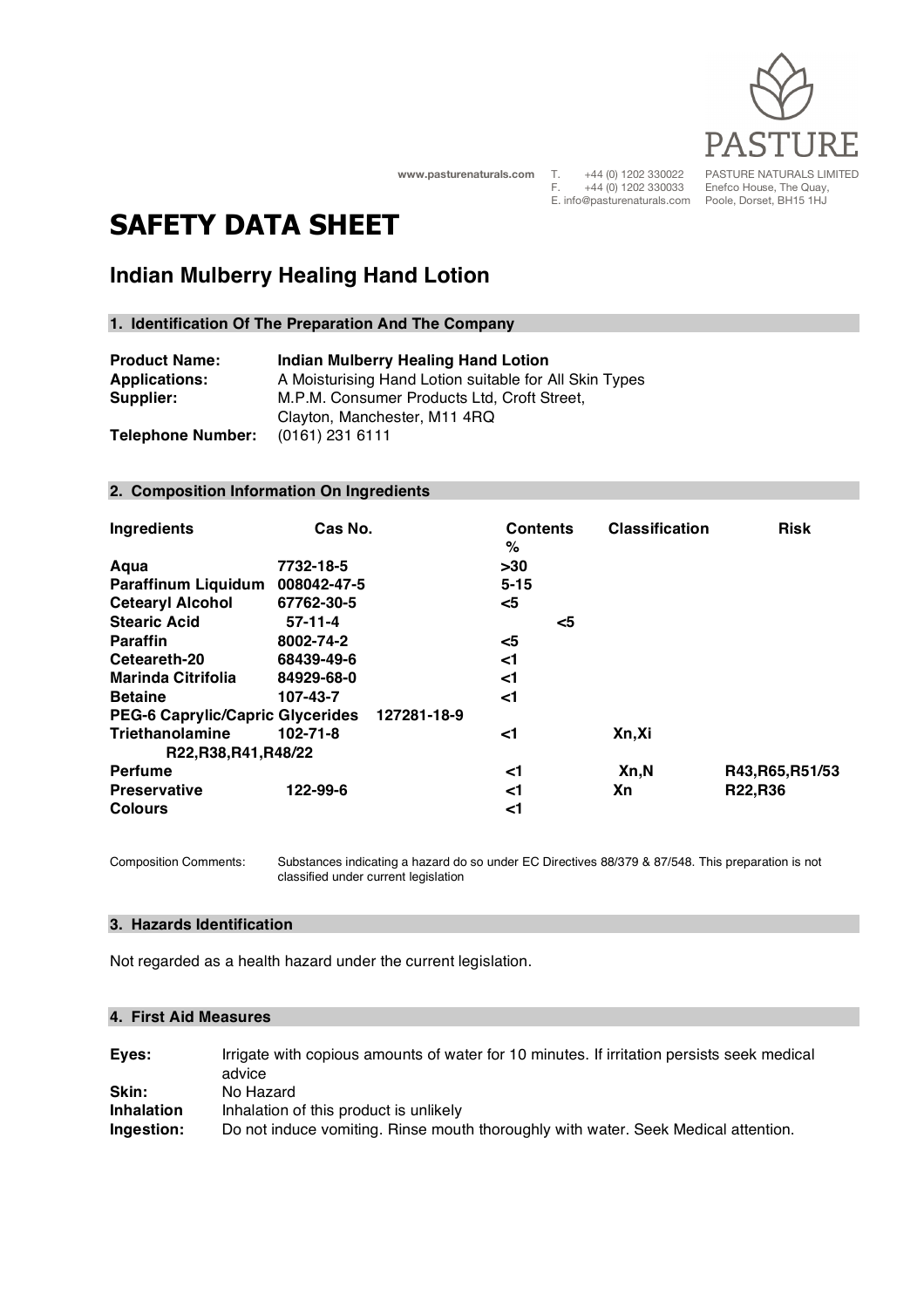PASTURE

**www.pasturenaturals.com** T. +44 (0) 1202 330022 F. +44 (0) 1202 330033 E. info@pasturenaturals.com PASTURE NATURALS LIMITED Enefco House, The Quay, Poole, Dorset, BH15 1HJ

# SAFETY DATA SHEET

## Indian Mulberry Healing Hand Lotion

### 1. Identification Of The Preparation And The Company

**Product Name:** **Indian Mulberry Healing Hand Lotion**
**Applications:** A Moisturising Hand Lotion suitable for All Skin Types
**Supplier:** M.P.M. Consumer Products Ltd, Croft Street, Clayton, Manchester, M11 4RQ
**Telephone Number:** (0161) 231 6111

### 2. Composition Information On Ingredients

| Ingredients | Cas No. | Contents % | Classification | Risk |
|---|---|---|---|---|
| **Aqua** | **7732-18-5** | **>30** | | |
| **Paraffinum Liquidum** | **008042-47-5** | **5-15** | | |
| **Cetearyl Alcohol** | **67762-30-5** | **<5** | | |
| **Stearic Acid** | **57-11-4** | **<5** | | |
| **Paraffin** | **8002-74-2** | **<5** | | |
| **Ceteareth-20** | **68439-49-6** | **<1** | | |
| **Marinda Citrifolia** | **84929-68-0** | **<1** | | |
| **Betaine** | **107-43-7** | **<1** | | |
| **PEG-6 Caprylic/Capric Glycerides** | **127281-18-9** | | | |
| **Triethanolamine** | **102-71-8** | **<1** | **Xn,Xi** | **R22,R38,R41,R48/22** |
| **Perfume** | | **<1** | **Xn,N** | **R43,R65,R51/53** |
| **Preservative** | **122-99-6** | **<1** | **Xn** | **R22,R36** |
| **Colours** | | **<1** | | |

Composition Comments: Substances indicating a hazard do so under EC Directives 88/379 & 87/548. This preparation is not classified under current legislation

### 3. Hazards Identification

Not regarded as a health hazard under the current legislation.

### 4. First Aid Measures

**Eyes:** Irrigate with copious amounts of water for 10 minutes. If irritation persists seek medical advice
**Skin:** No Hazard
**Inhalation** Inhalation of this product is unlikely
**Ingestion:** Do not induce vomiting. Rinse mouth thoroughly with water. Seek Medical attention.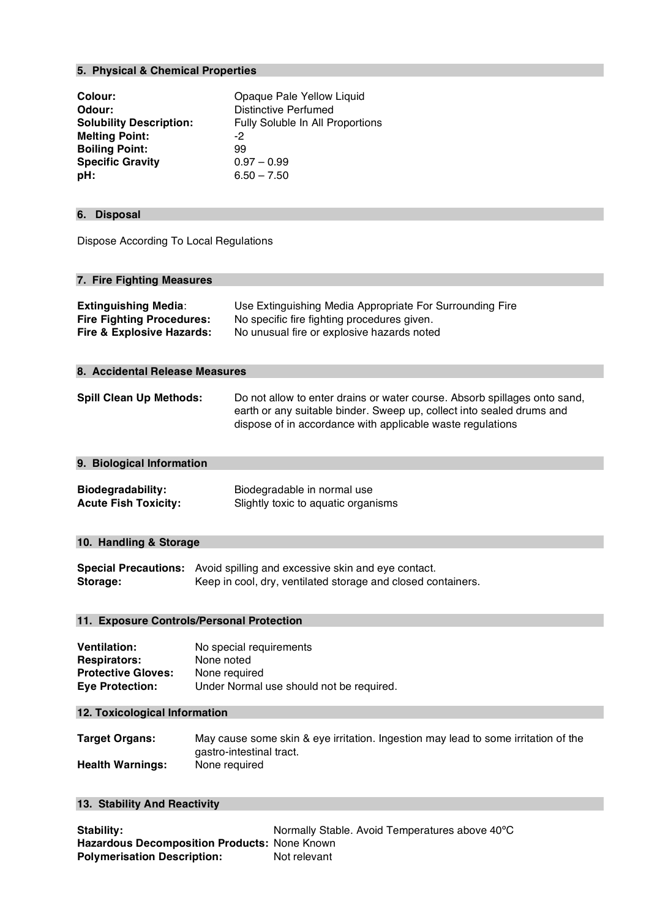## 5. Physical & Chemical Properties

**Colour:** Opaque Pale Yellow Liquid
**Odour:** Distinctive Perfumed
**Solubility Description:** Fully Soluble In All Proportions
**Melting Point:** -2
**Boiling Point:** 99
**Specific Gravity** 0.97 – 0.99
**pH:** 6.50 – 7.50

## 6. Disposal

Dispose According To Local Regulations

## 7. Fire Fighting Measures

**Extinguishing Media**: Use Extinguishing Media Appropriate For Surrounding Fire
**Fire Fighting Procedures:** No specific fire fighting procedures given.
**Fire & Explosive Hazards:** No unusual fire or explosive hazards noted

## 8. Accidental Release Measures

**Spill Clean Up Methods:** Do not allow to enter drains or water course. Absorb spillages onto sand, earth or any suitable binder. Sweep up, collect into sealed drums and dispose of in accordance with applicable waste regulations

## 9. Biological Information

**Biodegradability:** Biodegradable in normal use
**Acute Fish Toxicity:** Slightly toxic to aquatic organisms

## 10. Handling & Storage

**Special Precautions:** Avoid spilling and excessive skin and eye contact.
**Storage:** Keep in cool, dry, ventilated storage and closed containers.

## 11. Exposure Controls/Personal Protection

**Ventilation:** No special requirements
**Respirators:** None noted
**Protective Gloves:** None required
**Eye Protection:** Under Normal use should not be required.

## 12. Toxicological Information

**Target Organs:** May cause some skin & eye irritation. Ingestion may lead to some irritation of the gastro-intestinal tract.
**Health Warnings:** None required

## 13. Stability And Reactivity

**Stability:** Normally Stable. Avoid Temperatures above 40ºC
**Hazardous Decomposition Products:** None Known
**Polymerisation Description:** Not relevant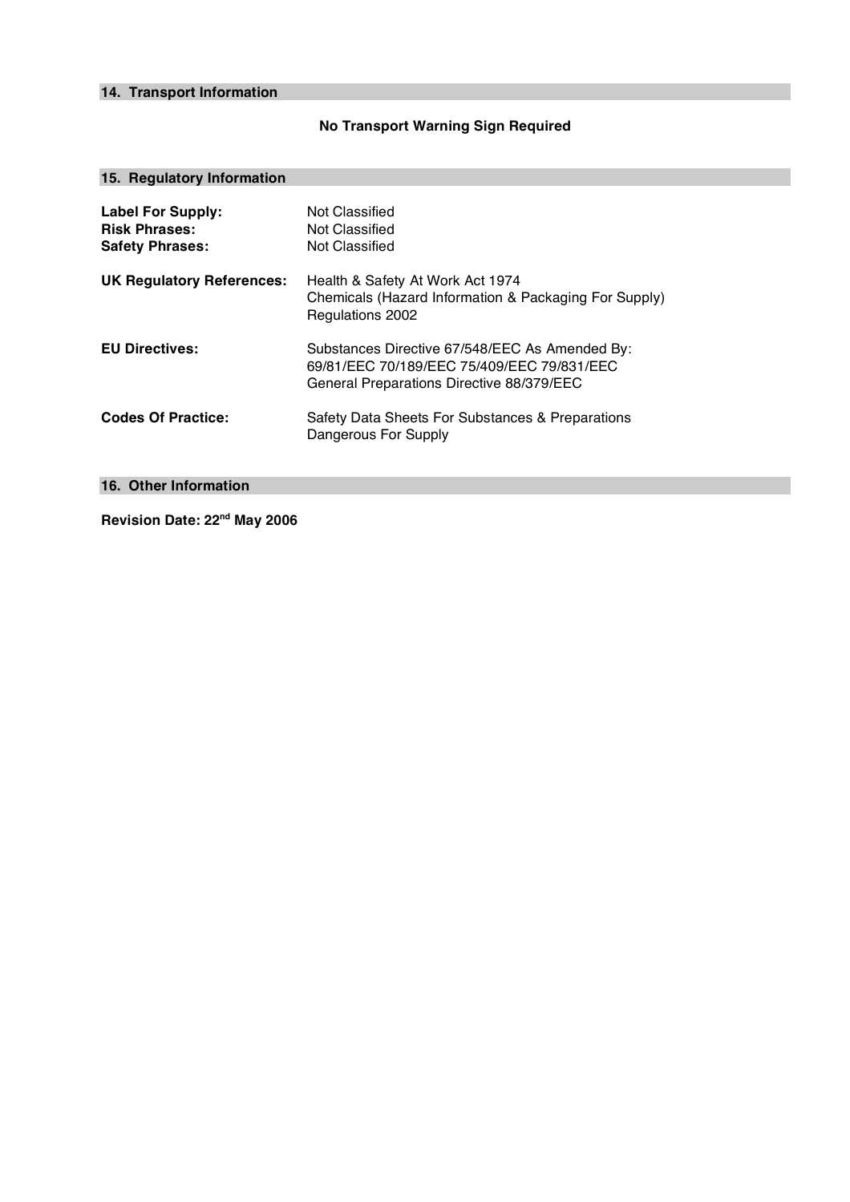## 14. Transport Information

**No Transport Warning Sign Required**

## 15. Regulatory Information

**Label For Supply:** Not Classified
**Risk Phrases:** Not Classified
**Safety Phrases:** Not Classified

**UK Regulatory References:** Health & Safety At Work Act 1974
Chemicals (Hazard Information & Packaging For Supply) Regulations 2002

**EU Directives:** Substances Directive 67/548/EEC As Amended By:
69/81/EEC 70/189/EEC 75/409/EEC 79/831/EEC
General Preparations Directive 88/379/EEC

**Codes Of Practice:** Safety Data Sheets For Substances & Preparations Dangerous For Supply

## 16. Other Information

**Revision Date: 22nd May 2006**